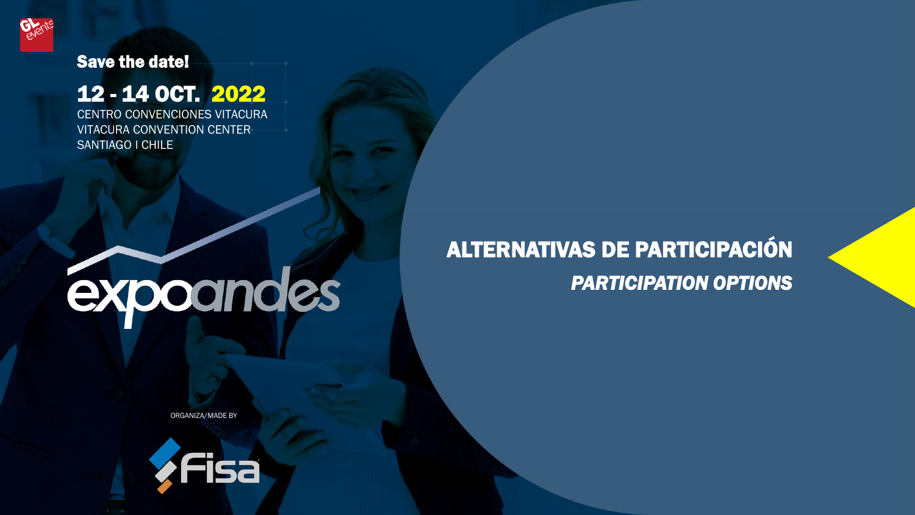**Save the date!**

**12 - 14 OCT. 2022**

CENTRO CONVENCIONES VITACURA
VITACURA CONVENTION CENTER
SANTIAGO I CHILE

# expoandes

ORGANIZA/MADE BY

Fisa

# ALTERNATIVAS DE PARTICIPACIÓN

## *PARTICIPATION OPTIONS*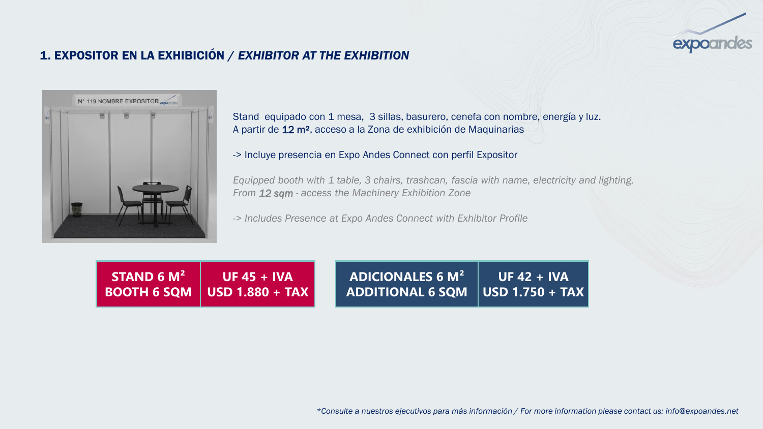## 1. EXPOSITOR EN LA EXHIBICIÓN / *EXHIBITOR AT THE EXHIBITION*

Stand equipado con 1 mesa, 3 sillas, basurero, cenefa con nombre, energía y luz.
A partir de 12 m², acceso a la Zona de exhibición de Maquinarias

-> Incluye presencia en Expo Andes Connect con perfil Expositor

*Equipped booth with 1 table, 3 chairs, trashcan, fascia with name, electricity and lighting.*
*From 12 sqm - access the Machinery Exhibition Zone*

*-> Includes Presence at Expo Andes Connect with Exhibitor Profile*

| STAND 6 M² / BOOTH 6 SQM | UF 45 + IVA / USD 1.880 + TAX |
|---|---|

| ADICIONALES 6 M² / ADDITIONAL 6 SQM | UF 42 + IVA / USD 1.750 + TAX |
|---|---|

*\*Consulte a nuestros ejecutivos para más información / For more information please contact us: info@expoandes.net*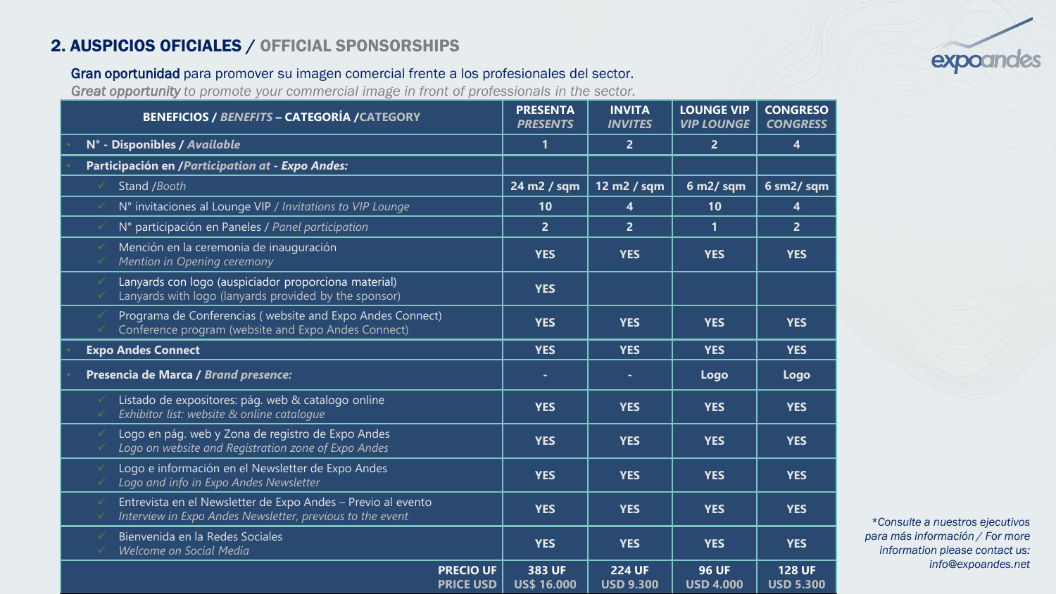## 2. AUSPICIOS OFICIALES / OFFICIAL SPONSORSHIPS

**Gran oportunidad** para promover su imagen comercial frente a los profesionales del sector.
***Great opportunity*** *to promote your commercial image in front of professionals in the sector.*

| BENEFICIOS / *BENEFITS* – CATEGORÍA /*CATEGORY* | PRESENTA *PRESENTS* | INVITA *INVITES* | LOUNGE VIP *VIP LOUNGE* | CONGRESO *CONGRESS* |
|---|---|---|---|---|
| • **N° - Disponibles / *Available*** | 1 | 2 | 2 | 4 |
| • **Participación en /*Participation at* - *Expo Andes:*** | | | | |
| ✓ Stand /*Booth* | 24 m2 / sqm | 12 m2 / sqm | 6 m2/ sqm | 6 sm2/ sqm |
| ✓ N° invitaciones al Lounge VIP / *Invitations to VIP Lounge* | 10 | 4 | 10 | 4 |
| ✓ N° participación en Paneles / *Panel participation* | 2 | 2 | 1 | 2 |
| ✓ Mención en la ceremonia de inauguración ✓ *Mention in Opening ceremony* | YES | YES | YES | YES |
| ✓ Lanyards con logo (auspiciador proporciona material) ✓ Lanyards with logo (lanyards provided by the sponsor) | YES | | | |
| ✓ Programa de Conferencias ( website and Expo Andes Connect) ✓ Conference program (website and Expo Andes Connect) | YES | YES | YES | YES |
| • **Expo Andes Connect** | YES | YES | YES | YES |
| • **Presencia de Marca / *Brand presence:*** | - | - | Logo | Logo |
| ✓ Listado de expositores: pág. web & catalogo online ✓ *Exhibitor list: website & online catalogue* | YES | YES | YES | YES |
| ✓ Logo en pág. web y Zona de registro de Expo Andes ✓ *Logo on website and Registration zone of Expo Andes* | YES | YES | YES | YES |
| ✓ Logo e información en el Newsletter de Expo Andes ✓ *Logo and info in Expo Andes Newsletter* | YES | YES | YES | YES |
| ✓ Entrevista en el Newsletter de Expo Andes – Previo al evento ✓ *Interview in Expo Andes Newsletter, previous to the event* | YES | YES | YES | YES |
| ✓ Bienvenida en la Redes Sociales ✓ *Welcome on Social Media* | YES | YES | YES | YES |
| **PRECIO UF PRICE USD** | 383 UF US$ 16.000 | 224 UF USD 9.300 | 96 UF USD 4.000 | 128 UF USD 5.300 |

*\*Consulte a nuestros ejecutivos para más información / For more information please contact us: info@expoandes.net*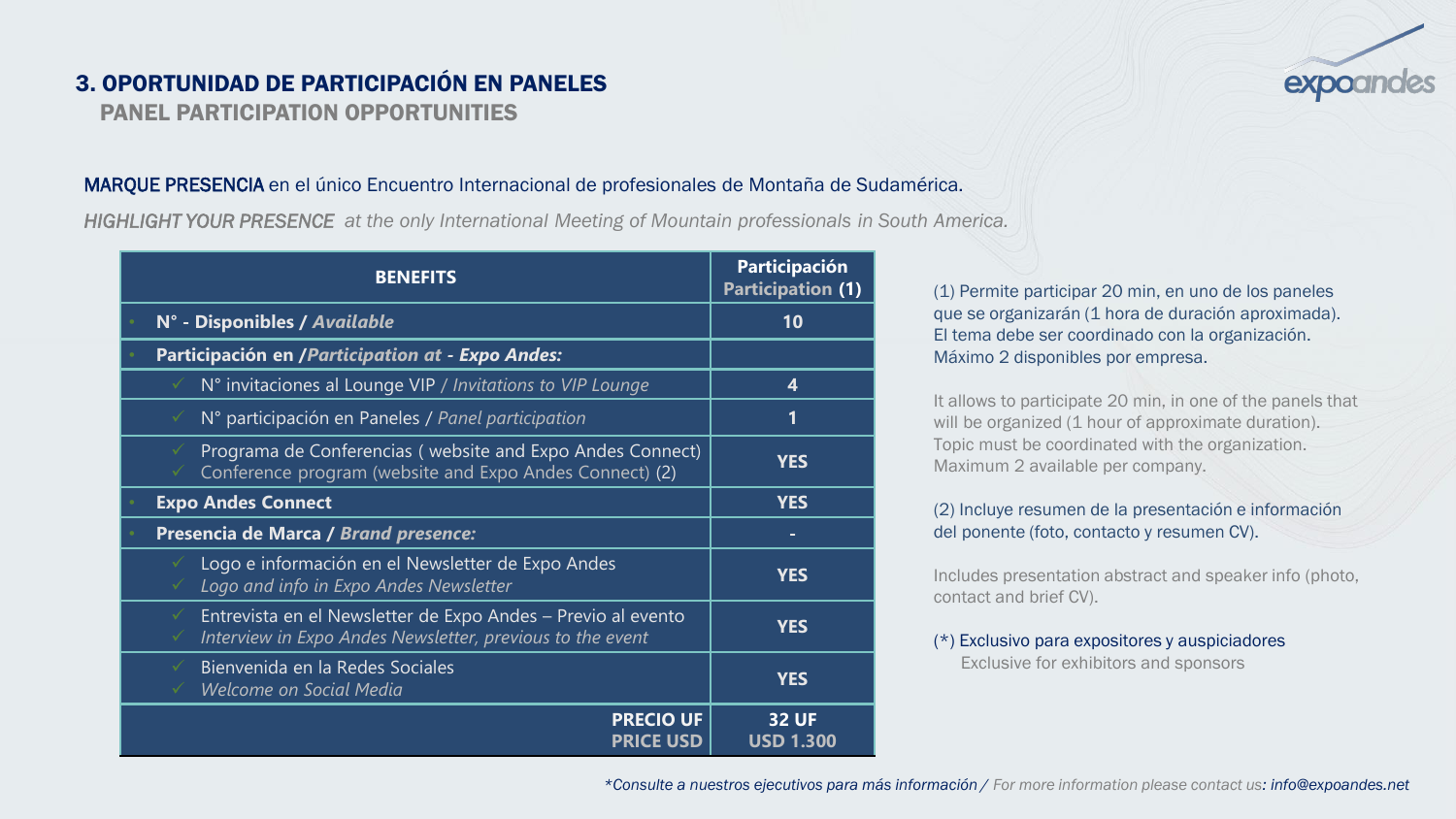## 3. OPORTUNIDAD DE PARTICIPACIÓN EN PANELES

### PANEL PARTICIPATION OPPORTUNITIES

**MARQUE PRESENCIA** en el único Encuentro Internacional de profesionales de Montaña de Sudamérica.

*HIGHLIGHT YOUR PRESENCE at the only International Meeting of Mountain professionals in South America.*

| BENEFITS | Participación Participation (1) |
|---|---|
| **N° - Disponibles / *Available*** | **10** |
| **Participación en /*Participation at* - *Expo Andes:*** | |
| ✓ N° invitaciones al Lounge VIP / *Invitations to VIP Lounge* | **4** |
| ✓ N° participación en Paneles / *Panel participation* | **1** |
| ✓ Programa de Conferencias ( website and Expo Andes Connect)<br>✓ Conference program (website and Expo Andes Connect) (2) | **YES** |
| **Expo Andes Connect** | **YES** |
| **Presencia de Marca / *Brand presence:*** | **-** |
| ✓ Logo e información en el Newsletter de Expo Andes<br>✓ *Logo and info in Expo Andes Newsletter* | **YES** |
| ✓ Entrevista en el Newsletter de Expo Andes – Previo al evento<br>✓ *Interview in Expo Andes Newsletter, previous to the event* | **YES** |
| ✓ Bienvenida en la Redes Sociales<br>✓ *Welcome on Social Media* | **YES** |
| **PRECIO UF**<br>**PRICE USD** | **32 UF**<br>**USD 1.300** |

(1) Permite participar 20 min, en uno de los paneles que se organizarán (1 hora de duración aproximada). El tema debe ser coordinado con la organización. Máximo 2 disponibles por empresa.

It allows to participate 20 min, in one of the panels that will be organized (1 hour of approximate duration). Topic must be coordinated with the organization. Maximum 2 available per company.

(2) Incluye resumen de la presentación e información del ponente (foto, contacto y resumen CV).

Includes presentation abstract and speaker info (photo, contact and brief CV).

(*) Exclusivo para expositores y auspiciadores
Exclusive for exhibitors and sponsors

*\*Consulte a nuestros ejecutivos para más información / For more information please contact us: info@expoandes.net*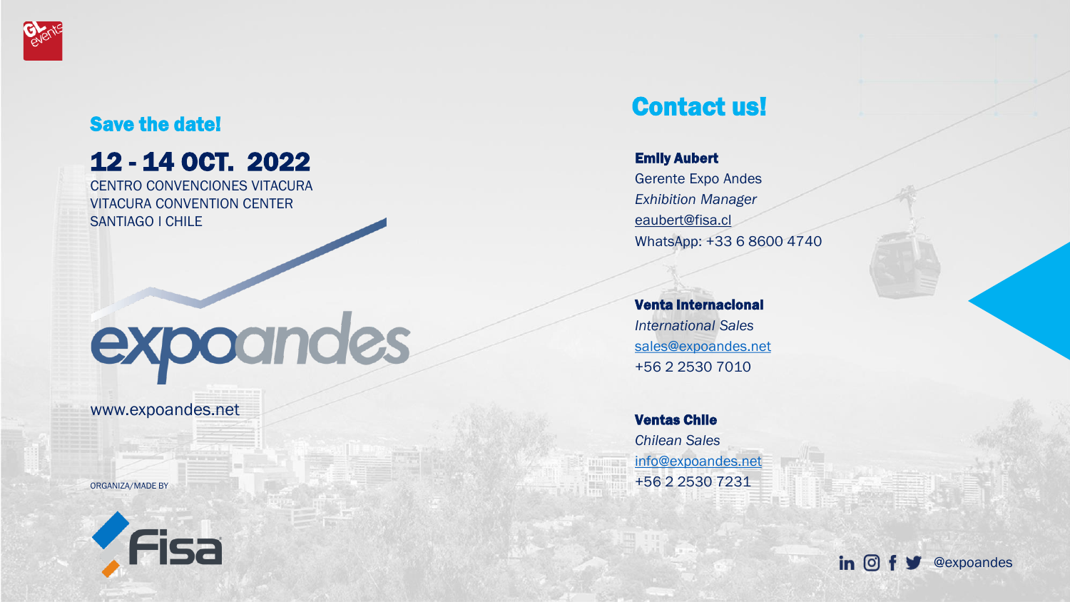## Save the date!

# 12 - 14 OCT. 2022

CENTRO CONVENCIONES VITACURA
VITACURA CONVENTION CENTER
SANTIAGO I CHILE

expoandes

www.expoandes.net

ORGANIZA/MADE BY

Fisa

## Contact us!

**Emily Aubert**
Gerente Expo Andes
*Exhibition Manager*
eaubert@fisa.cl
WhatsApp: +33 6 8600 4740

**Venta Internacional**
*International Sales*
sales@expoandes.net
+56 2 2530 7010

**Ventas Chile**
*Chilean Sales*
info@expoandes.net
+56 2 2530 7231

@expoandes